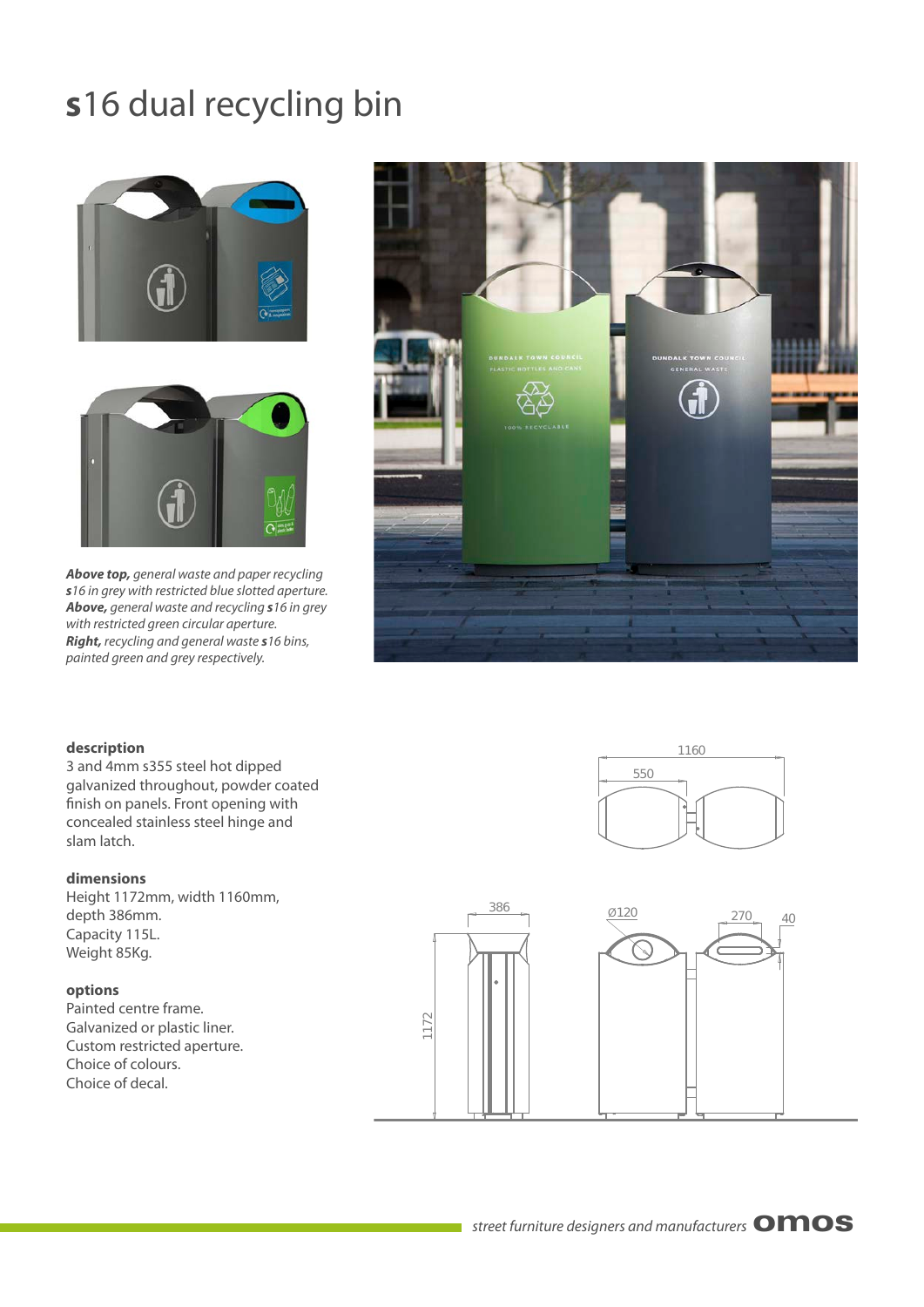# **s**16 dual recycling bin

***Above top,*** *general waste and paper recycling* ***s****16 in grey with restricted blue slotted aperture.*
***Above,*** *general waste and recycling* ***s****16 in grey with restricted green circular aperture.*
***Right,*** *recycling and general waste* ***s****16 bins, painted green and grey respectively.*

**description**
3 and 4mm s355 steel hot dipped galvanized throughout, powder coated finish on panels. Front opening with concealed stainless steel hinge and slam latch.

**dimensions**
Height 1172mm, width 1160mm, depth 386mm.
Capacity 115L.
Weight 85Kg.

**options**
Painted centre frame.
Galvanized or plastic liner.
Custom restricted aperture.
Choice of colours.
Choice of decal.

*street furniture designers and manufacturers* **omos**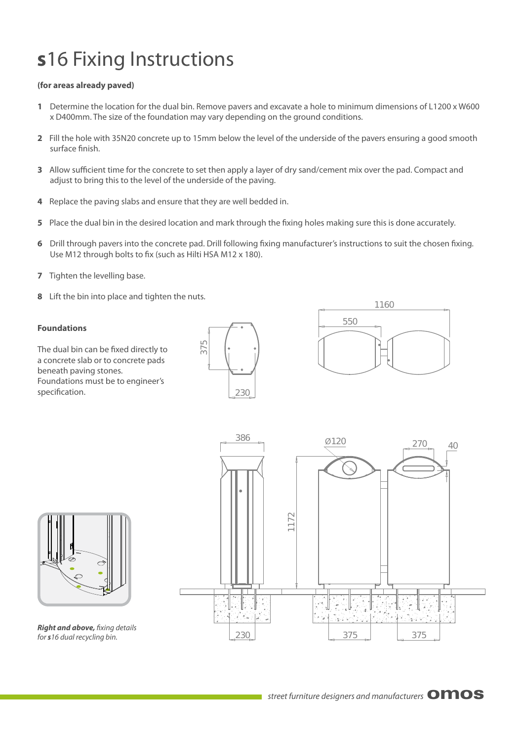# s16 Fixing Instructions

**(for areas already paved)**

1. Determine the location for the dual bin. Remove pavers and excavate a hole to minimum dimensions of L1200 x W600 x D400mm. The size of the foundation may vary depending on the ground conditions.
2. Fill the hole with 35N20 concrete up to 15mm below the level of the underside of the pavers ensuring a good smooth surface finish.
3. Allow sufficient time for the concrete to set then apply a layer of dry sand/cement mix over the pad. Compact and adjust to bring this to the level of the underside of the paving.
4. Replace the paving slabs and ensure that they are well bedded in.
5. Place the dual bin in the desired location and mark through the fixing holes making sure this is done accurately.
6. Drill through pavers into the concrete pad. Drill following fixing manufacturer's instructions to suit the chosen fixing. Use M12 through bolts to fix (such as Hilti HSA M12 x 180).
7. Tighten the levelling base.
8. Lift the bin into place and tighten the nuts.

**Foundations**

The dual bin can be fixed directly to a concrete slab or to concrete pads beneath paving stones. Foundations must be to engineer's specification.

***Right and above,*** *fixing details for* ***s****16 dual recycling bin.*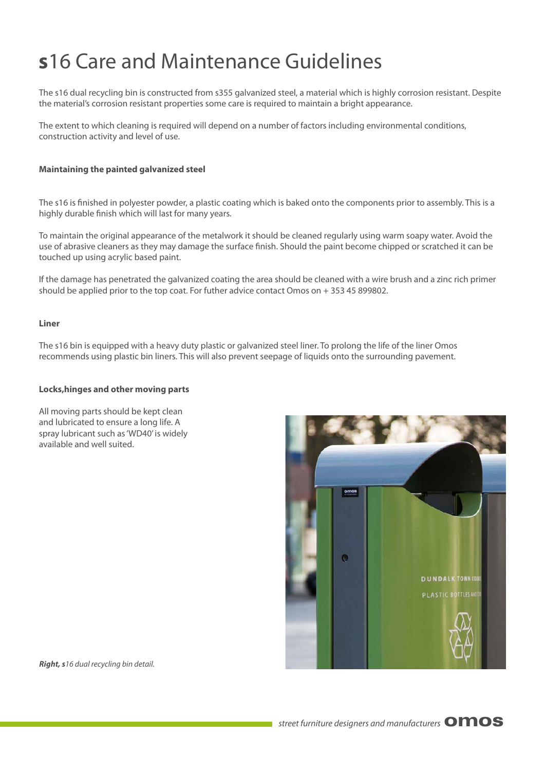# **s**16 Care and Maintenance Guidelines

The s16 dual recycling bin is constructed from s355 galvanized steel, a material which is highly corrosion resistant. Despite the material's corrosion resistant properties some care is required to maintain a bright appearance.

The extent to which cleaning is required will depend on a number of factors including environmental conditions, construction activity and level of use.

**Maintaining the painted galvanized steel**

The s16 is finished in polyester powder, a plastic coating which is baked onto the components prior to assembly. This is a highly durable finish which will last for many years.

To maintain the original appearance of the metalwork it should be cleaned regularly using warm soapy water. Avoid the use of abrasive cleaners as they may damage the surface finish. Should the paint become chipped or scratched it can be touched up using acrylic based paint.

If the damage has penetrated the galvanized coating the area should be cleaned with a wire brush and a zinc rich primer should be applied prior to the top coat. For futher advice contact Omos on + 353 45 899802.

**Liner**

The s16 bin is equipped with a heavy duty plastic or galvanized steel liner. To prolong the life of the liner Omos recommends using plastic bin liners. This will also prevent seepage of liquids onto the surrounding pavement.

**Locks,hinges and other moving parts**

All moving parts should be kept clean and lubricated to ensure a long life. A spray lubricant such as 'WD40' is widely available and well suited.

***Right, s****16 dual recycling bin detail.*